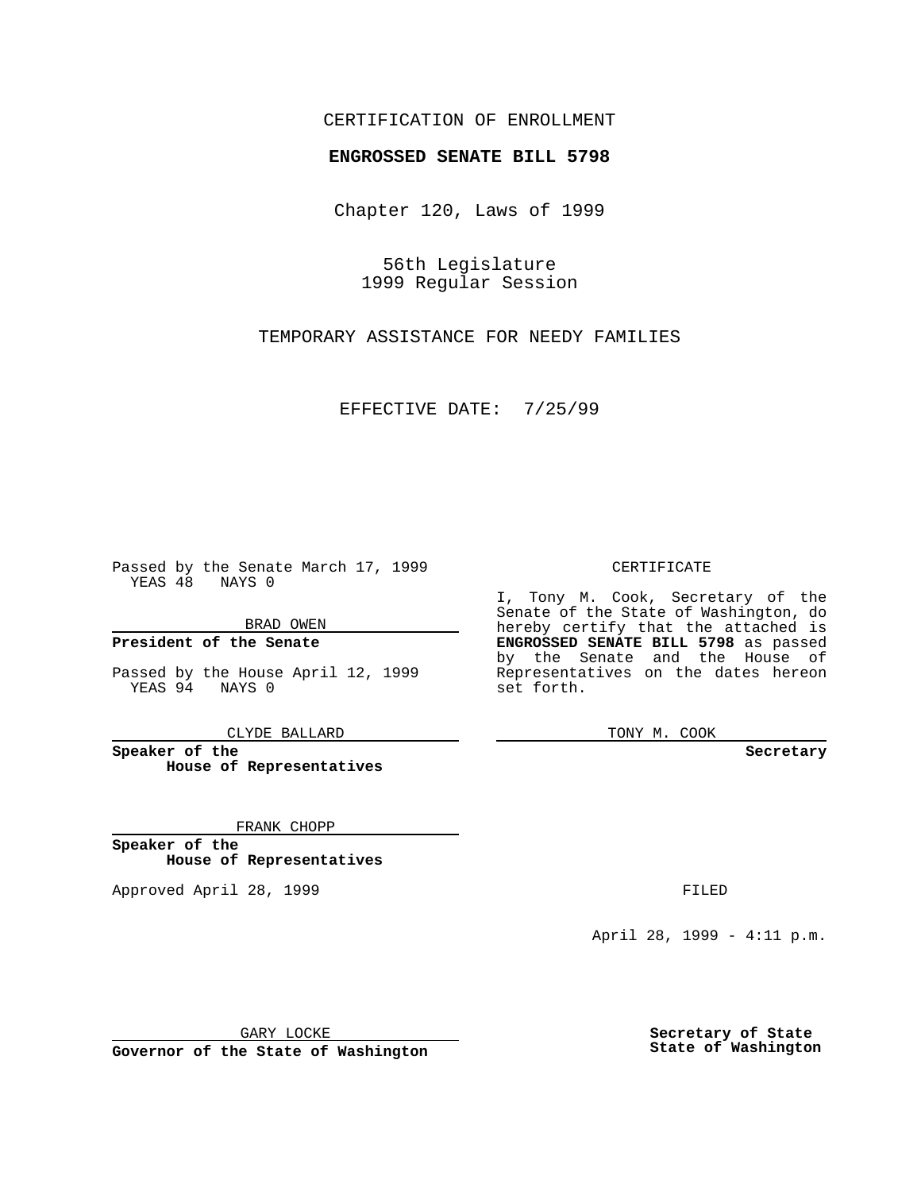CERTIFICATION OF ENROLLMENT

**ENGROSSED SENATE BILL 5798**

Chapter 120, Laws of 1999

56th Legislature
1999 Regular Session

TEMPORARY ASSISTANCE FOR NEEDY FAMILIES

EFFECTIVE DATE: 7/25/99

Passed by the Senate March 17, 1999
YEAS 48 NAYS 0

BRAD OWEN

**President of the Senate**

Passed by the House April 12, 1999
YEAS 94 NAYS 0

CLYDE BALLARD

**Speaker of the House of Representatives**

FRANK CHOPP

**Speaker of the House of Representatives**

Approved April 28, 1999

GARY LOCKE

**Governor of the State of Washington**

CERTIFICATE

I, Tony M. Cook, Secretary of the Senate of the State of Washington, do hereby certify that the attached is **ENGROSSED SENATE BILL 5798** as passed by the Senate and the House of Representatives on the dates hereon set forth.

TONY M. COOK

**Secretary**

FILED

April 28, 1999 - 4:11 p.m.

**Secretary of State**
**State of Washington**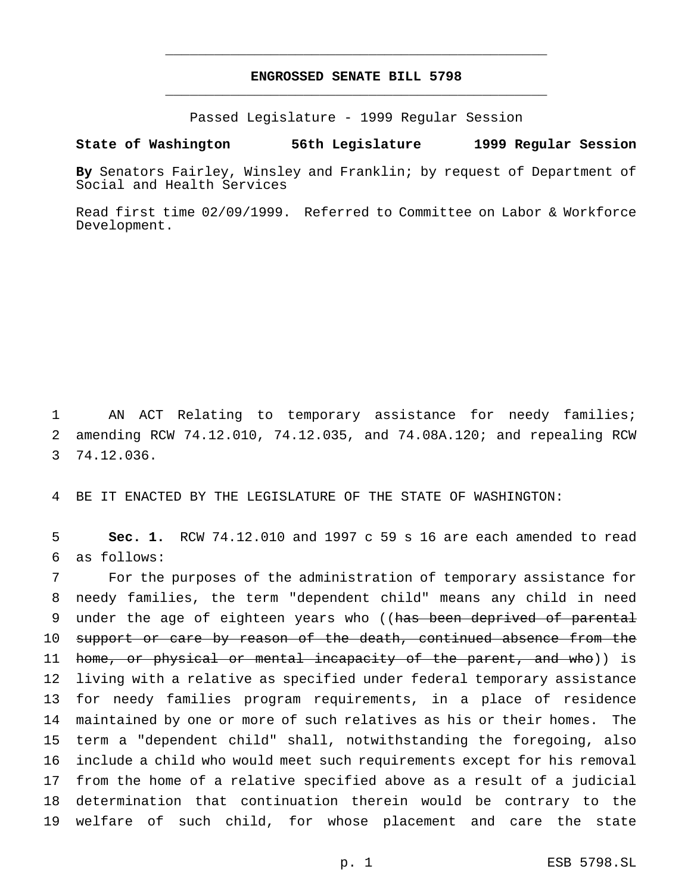**ENGROSSED SENATE BILL 5798**

Passed Legislature - 1999 Regular Session

**State of Washington 56th Legislature 1999 Regular Session**

**By** Senators Fairley, Winsley and Franklin; by request of Department of Social and Health Services

Read first time 02/09/1999. Referred to Committee on Labor & Workforce Development.

1 AN ACT Relating to temporary assistance for needy families;
2 amending RCW 74.12.010, 74.12.035, and 74.08A.120; and repealing RCW
3 74.12.036.

4 BE IT ENACTED BY THE LEGISLATURE OF THE STATE OF WASHINGTON:

5 **Sec. 1.** RCW 74.12.010 and 1997 c 59 s 16 are each amended to read
6 as follows:

7 For the purposes of the administration of temporary assistance for
8 needy families, the term "dependent child" means any child in need
9 under the age of eighteen years who ((~~has been deprived of parental~~
10 ~~support or care by reason of the death, continued absence from the~~
11 ~~home, or physical or mental incapacity of the parent, and who~~)) is
12 living with a relative as specified under federal temporary assistance
13 for needy families program requirements, in a place of residence
14 maintained by one or more of such relatives as his or their homes. The
15 term a "dependent child" shall, notwithstanding the foregoing, also
16 include a child who would meet such requirements except for his removal
17 from the home of a relative specified above as a result of a judicial
18 determination that continuation therein would be contrary to the
19 welfare of such child, for whose placement and care the state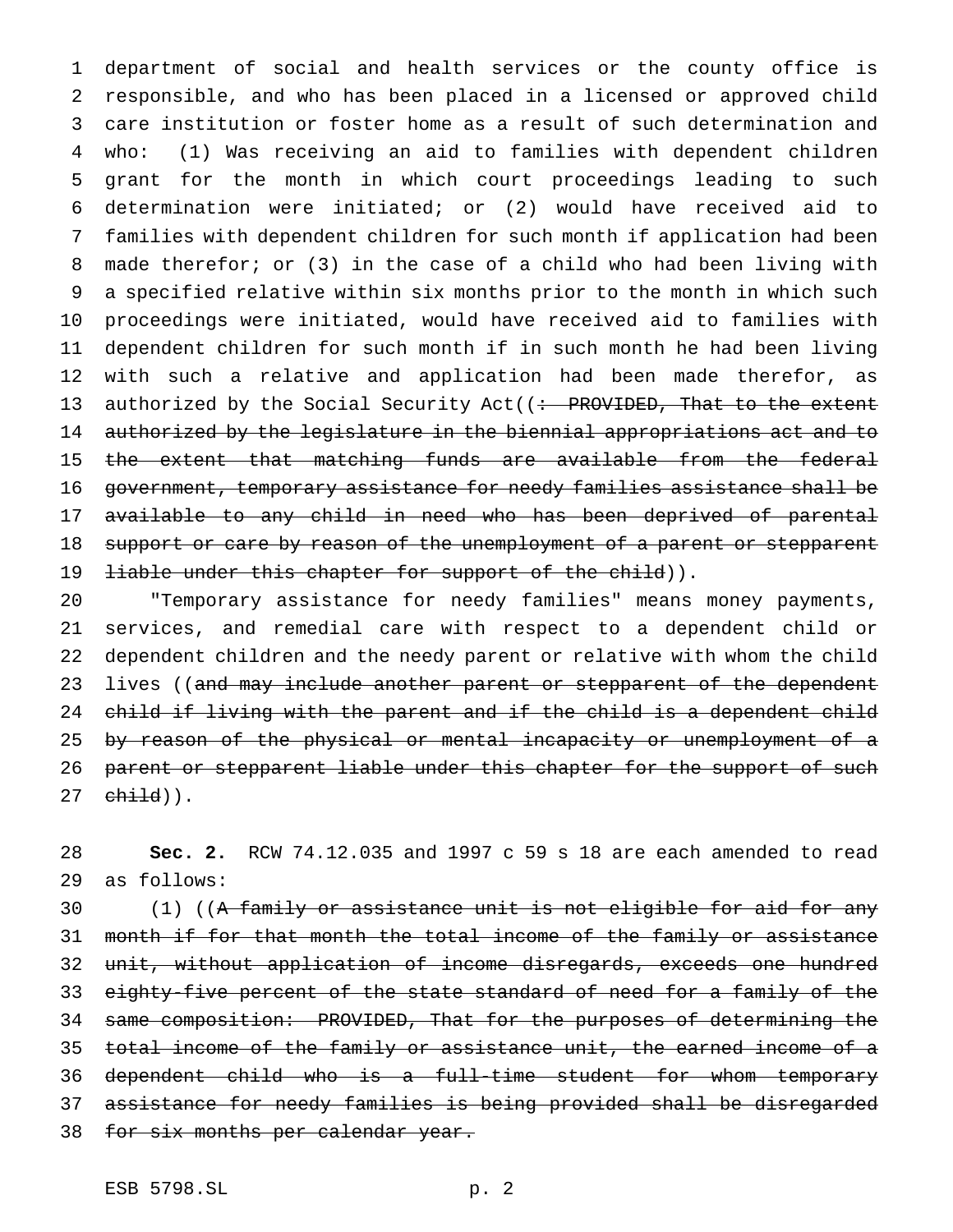department of social and health services or the county office is responsible, and who has been placed in a licensed or approved child care institution or foster home as a result of such determination and who: (1) Was receiving an aid to families with dependent children grant for the month in which court proceedings leading to such determination were initiated; or (2) would have received aid to families with dependent children for such month if application had been made therefor; or (3) in the case of a child who had been living with a specified relative within six months prior to the month in which such proceedings were initiated, would have received aid to families with dependent children for such month if in such month he had been living with such a relative and application had been made therefor, as authorized by the Social Security Act((~~: PROVIDED, That to the extent authorized by the legislature in the biennial appropriations act and to the extent that matching funds are available from the federal government, temporary assistance for needy families assistance shall be available to any child in need who has been deprived of parental support or care by reason of the unemployment of a parent or stepparent liable under this chapter for support of the child~~)).

"Temporary assistance for needy families" means money payments, services, and remedial care with respect to a dependent child or dependent children and the needy parent or relative with whom the child lives ((~~and may include another parent or stepparent of the dependent child if living with the parent and if the child is a dependent child by reason of the physical or mental incapacity or unemployment of a parent or stepparent liable under this chapter for the support of such child~~)).

**Sec. 2.** RCW 74.12.035 and 1997 c 59 s 18 are each amended to read as follows:

(1) ((~~A family or assistance unit is not eligible for aid for any month if for that month the total income of the family or assistance unit, without application of income disregards, exceeds one hundred eighty-five percent of the state standard of need for a family of the same composition: PROVIDED, That for the purposes of determining the total income of the family or assistance unit, the earned income of a dependent child who is a full-time student for whom temporary assistance for needy families is being provided shall be disregarded for six months per calendar year.~~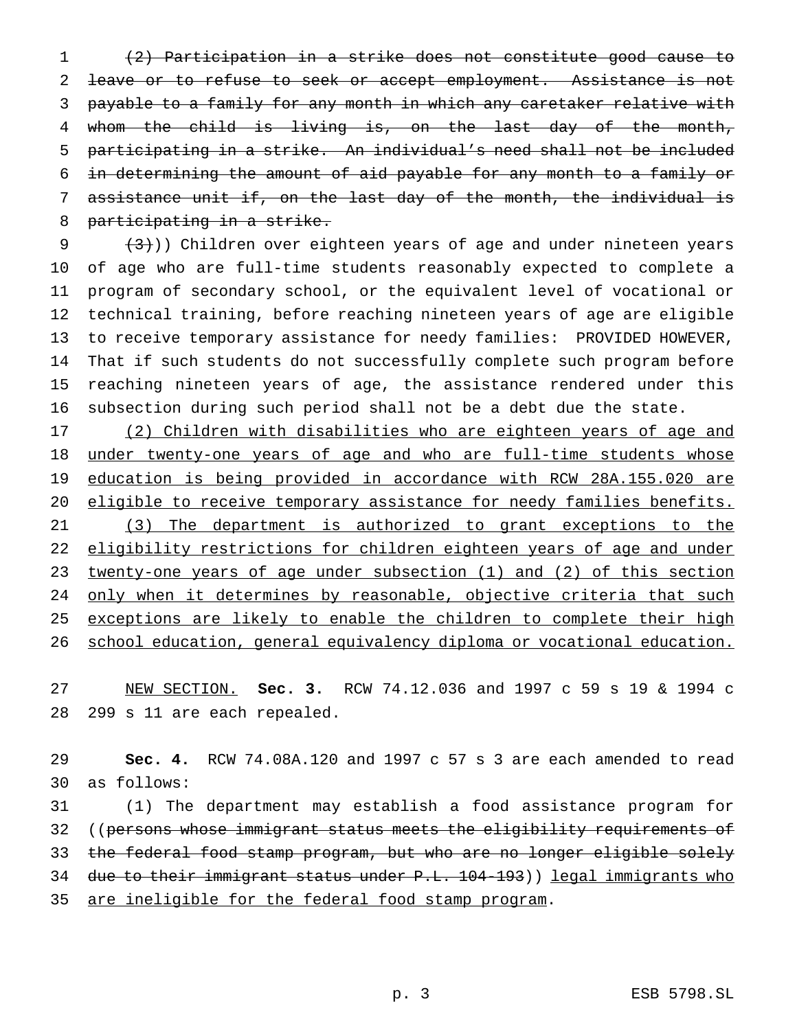~~(2) Participation in a strike does not constitute good cause to leave or to refuse to seek or accept employment. Assistance is not payable to a family for any month in which any caretaker relative with whom the child is living is, on the last day of the month, participating in a strike. An individual's need shall not be included in determining the amount of aid payable for any month to a family or assistance unit if, on the last day of the month, the individual is participating in a strike.~~

~~(3)~~)) Children over eighteen years of age and under nineteen years of age who are full-time students reasonably expected to complete a program of secondary school, or the equivalent level of vocational or technical training, before reaching nineteen years of age are eligible to receive temporary assistance for needy families: PROVIDED HOWEVER, That if such students do not successfully complete such program before reaching nineteen years of age, the assistance rendered under this subsection during such period shall not be a debt due the state.

<u>(2) Children with disabilities who are eighteen years of age and under twenty-one years of age and who are full-time students whose education is being provided in accordance with RCW 28A.155.020 are eligible to receive temporary assistance for needy families benefits.</u>

<u>(3) The department is authorized to grant exceptions to the eligibility restrictions for children eighteen years of age and under twenty-one years of age under subsection (1) and (2) of this section only when it determines by reasonable, objective criteria that such exceptions are likely to enable the children to complete their high school education, general equivalency diploma or vocational education.</u>

<u>NEW SECTION.</u> **Sec. 3.** RCW 74.12.036 and 1997 c 59 s 19 & 1994 c 299 s 11 are each repealed.

**Sec. 4.** RCW 74.08A.120 and 1997 c 57 s 3 are each amended to read as follows:

(1) The department may establish a food assistance program for ((~~persons whose immigrant status meets the eligibility requirements of the federal food stamp program, but who are no longer eligible solely due to their immigrant status under P.L. 104-193~~)) <u>legal immigrants who are ineligible for the federal food stamp program</u>.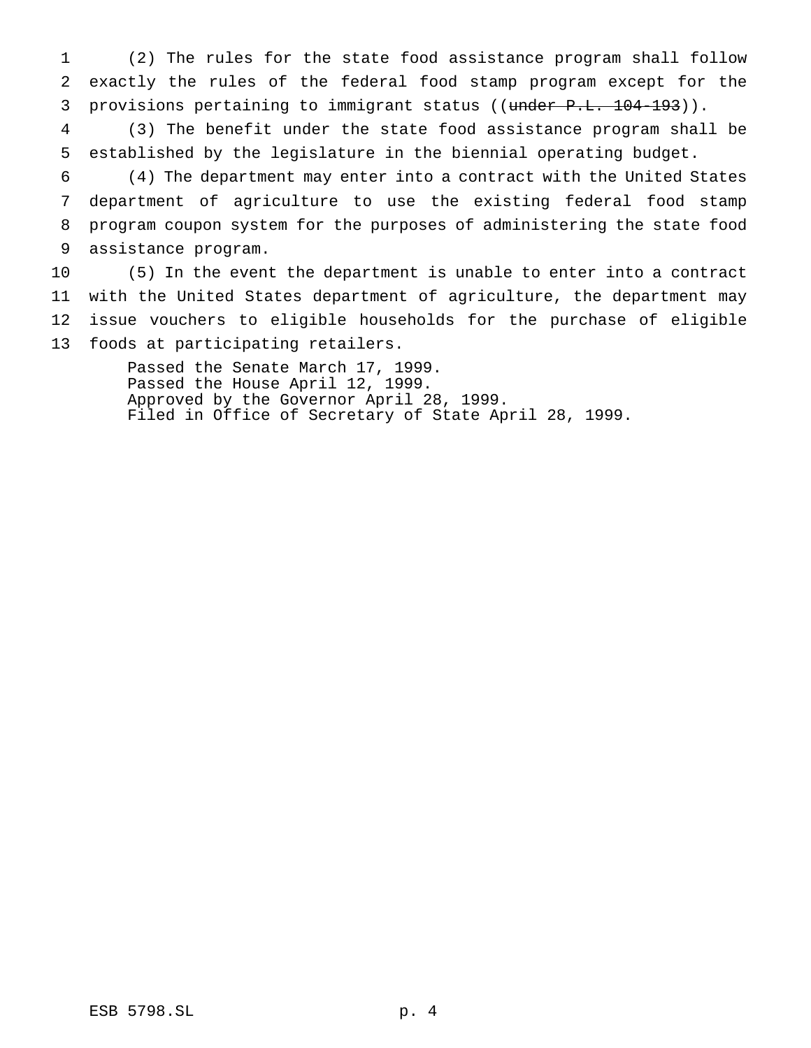(2) The rules for the state food assistance program shall follow exactly the rules of the federal food stamp program except for the provisions pertaining to immigrant status ((~~under P.L. 104-193~~)).

(3) The benefit under the state food assistance program shall be established by the legislature in the biennial operating budget.

(4) The department may enter into a contract with the United States department of agriculture to use the existing federal food stamp program coupon system for the purposes of administering the state food assistance program.

(5) In the event the department is unable to enter into a contract with the United States department of agriculture, the department may issue vouchers to eligible households for the purchase of eligible foods at participating retailers.

Passed the Senate March 17, 1999.
Passed the House April 12, 1999.
Approved by the Governor April 28, 1999.
Filed in Office of Secretary of State April 28, 1999.